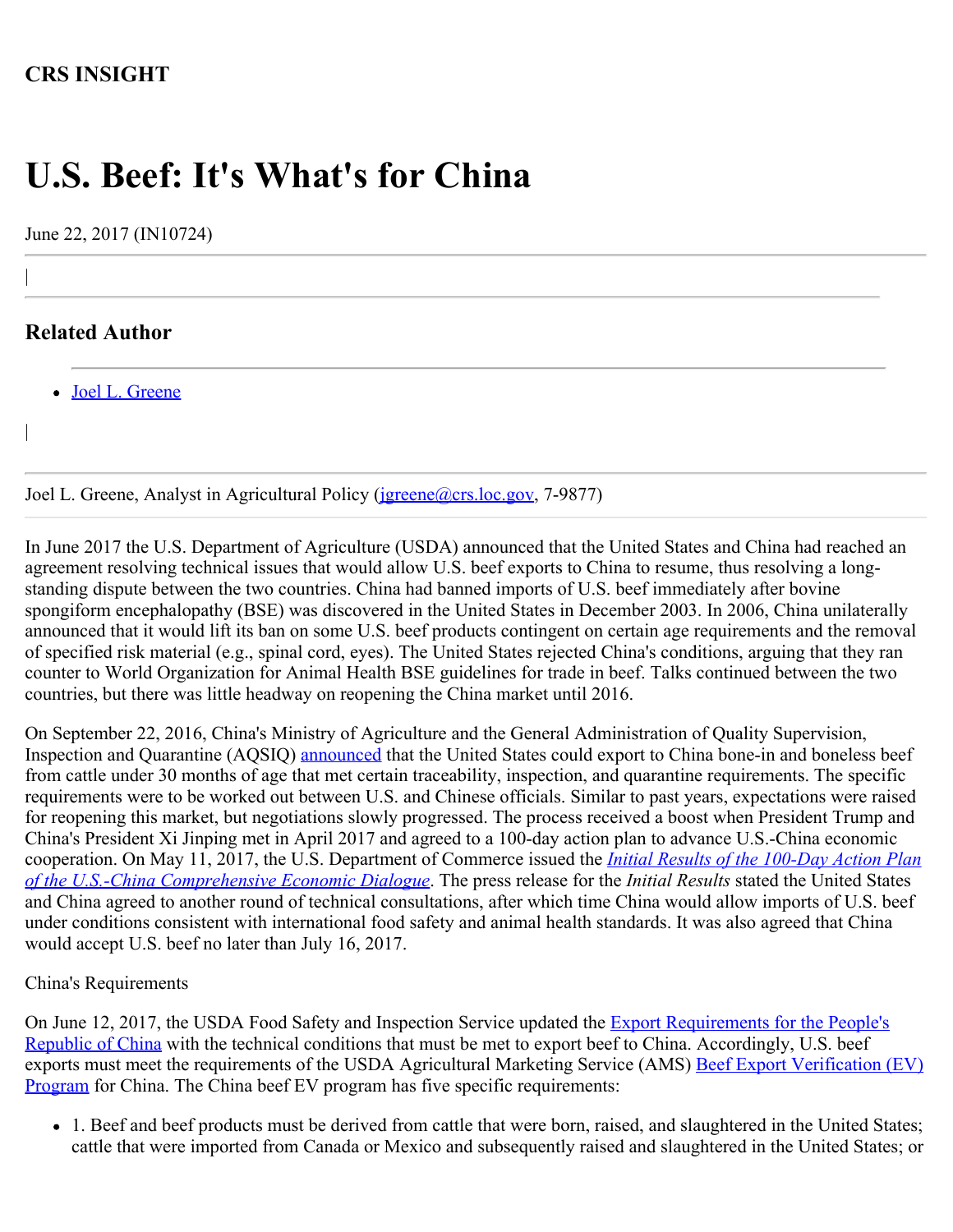**CRS INSIGHT**

# U.S. Beef: It's What's for China

June 22, 2017 (IN10724)

|

## Related Author

- Joel L. Greene

|

Joel L. Greene, Analyst in Agricultural Policy (jgreene@crs.loc.gov, 7-9877)

In June 2017 the U.S. Department of Agriculture (USDA) announced that the United States and China had reached an agreement resolving technical issues that would allow U.S. beef exports to China to resume, thus resolving a long-standing dispute between the two countries. China had banned imports of U.S. beef immediately after bovine spongiform encephalopathy (BSE) was discovered in the United States in December 2003. In 2006, China unilaterally announced that it would lift its ban on some U.S. beef products contingent on certain age requirements and the removal of specified risk material (e.g., spinal cord, eyes). The United States rejected China's conditions, arguing that they ran counter to World Organization for Animal Health BSE guidelines for trade in beef. Talks continued between the two countries, but there was little headway on reopening the China market until 2016.

On September 22, 2016, China's Ministry of Agriculture and the General Administration of Quality Supervision, Inspection and Quarantine (AQSIQ) announced that the United States could export to China bone-in and boneless beef from cattle under 30 months of age that met certain traceability, inspection, and quarantine requirements. The specific requirements were to be worked out between U.S. and Chinese officials. Similar to past years, expectations were raised for reopening this market, but negotiations slowly progressed. The process received a boost when President Trump and China's President Xi Jinping met in April 2017 and agreed to a 100-day action plan to advance U.S.-China economic cooperation. On May 11, 2017, the U.S. Department of Commerce issued the *Initial Results of the 100-Day Action Plan of the U.S.-China Comprehensive Economic Dialogue*. The press release for the *Initial Results* stated the United States and China agreed to another round of technical consultations, after which time China would allow imports of U.S. beef under conditions consistent with international food safety and animal health standards. It was also agreed that China would accept U.S. beef no later than July 16, 2017.

China's Requirements

On June 12, 2017, the USDA Food Safety and Inspection Service updated the Export Requirements for the People's Republic of China with the technical conditions that must be met to export beef to China. Accordingly, U.S. beef exports must meet the requirements of the USDA Agricultural Marketing Service (AMS) Beef Export Verification (EV) Program for China. The China beef EV program has five specific requirements:

- 1. Beef and beef products must be derived from cattle that were born, raised, and slaughtered in the United States; cattle that were imported from Canada or Mexico and subsequently raised and slaughtered in the United States; or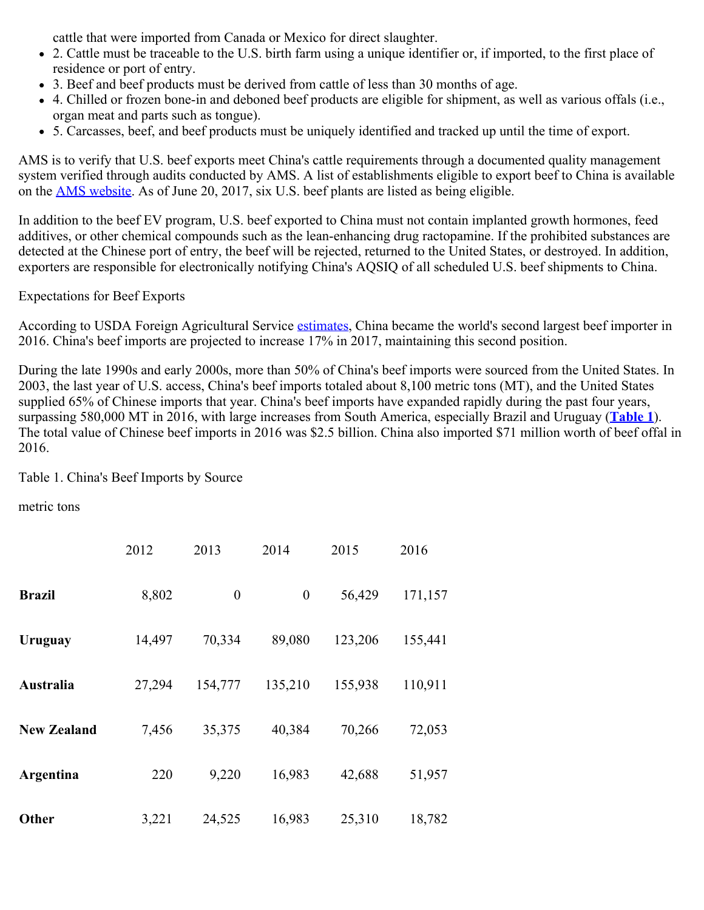cattle that were imported from Canada or Mexico for direct slaughter.

- 2. Cattle must be traceable to the U.S. birth farm using a unique identifier or, if imported, to the first place of residence or port of entry.
- 3. Beef and beef products must be derived from cattle of less than 30 months of age.
- 4. Chilled or frozen bone-in and deboned beef products are eligible for shipment, as well as various offals (i.e., organ meat and parts such as tongue).
- 5. Carcasses, beef, and beef products must be uniquely identified and tracked up until the time of export.

AMS is to verify that U.S. beef exports meet China's cattle requirements through a documented quality management system verified through audits conducted by AMS. A list of establishments eligible to export beef to China is available on the AMS website. As of June 20, 2017, six U.S. beef plants are listed as being eligible.

In addition to the beef EV program, U.S. beef exported to China must not contain implanted growth hormones, feed additives, or other chemical compounds such as the lean-enhancing drug ractopamine. If the prohibited substances are detected at the Chinese port of entry, the beef will be rejected, returned to the United States, or destroyed. In addition, exporters are responsible for electronically notifying China's AQSIQ of all scheduled U.S. beef shipments to China.

Expectations for Beef Exports

According to USDA Foreign Agricultural Service estimates, China became the world's second largest beef importer in 2016. China's beef imports are projected to increase 17% in 2017, maintaining this second position.

During the late 1990s and early 2000s, more than 50% of China's beef imports were sourced from the United States. In 2003, the last year of U.S. access, China's beef imports totaled about 8,100 metric tons (MT), and the United States supplied 65% of Chinese imports that year. China's beef imports have expanded rapidly during the past four years, surpassing 580,000 MT in 2016, with large increases from South America, especially Brazil and Uruguay (**Table 1**). The total value of Chinese beef imports in 2016 was $2.5 billion. China also imported $71 million worth of beef offal in 2016.

Table 1. China's Beef Imports by Source

metric tons

| | 2012 | 2013 | 2014 | 2015 | 2016 |
|---|---|---|---|---|---|
| **Brazil** | 8,802 | 0 | 0 | 56,429 | 171,157 |
| **Uruguay** | 14,497 | 70,334 | 89,080 | 123,206 | 155,441 |
| **Australia** | 27,294 | 154,777 | 135,210 | 155,938 | 110,911 |
| **New Zealand** | 7,456 | 35,375 | 40,384 | 70,266 | 72,053 |
| **Argentina** | 220 | 9,220 | 16,983 | 42,688 | 51,957 |
| **Other** | 3,221 | 24,525 | 16,983 | 25,310 | 18,782 |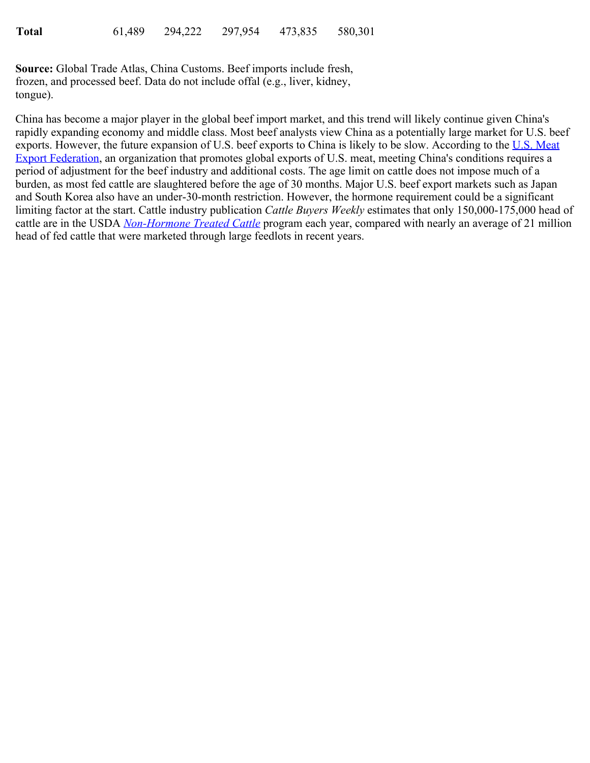| | | | | | |
|---|---|---|---|---|---|
| **Total** | 61,489 | 294,222 | 297,954 | 473,835 | 580,301 |

**Source:** Global Trade Atlas, China Customs. Beef imports include fresh, frozen, and processed beef. Data do not include offal (e.g., liver, kidney, tongue).

China has become a major player in the global beef import market, and this trend will likely continue given China's rapidly expanding economy and middle class. Most beef analysts view China as a potentially large market for U.S. beef exports. However, the future expansion of U.S. beef exports to China is likely to be slow. According to the U.S. Meat Export Federation, an organization that promotes global exports of U.S. meat, meeting China's conditions requires a period of adjustment for the beef industry and additional costs. The age limit on cattle does not impose much of a burden, as most fed cattle are slaughtered before the age of 30 months. Major U.S. beef export markets such as Japan and South Korea also have an under-30-month restriction. However, the hormone requirement could be a significant limiting factor at the start. Cattle industry publication *Cattle Buyers Weekly* estimates that only 150,000-175,000 head of cattle are in the USDA *Non-Hormone Treated Cattle* program each year, compared with nearly an average of 21 million head of fed cattle that were marketed through large feedlots in recent years.